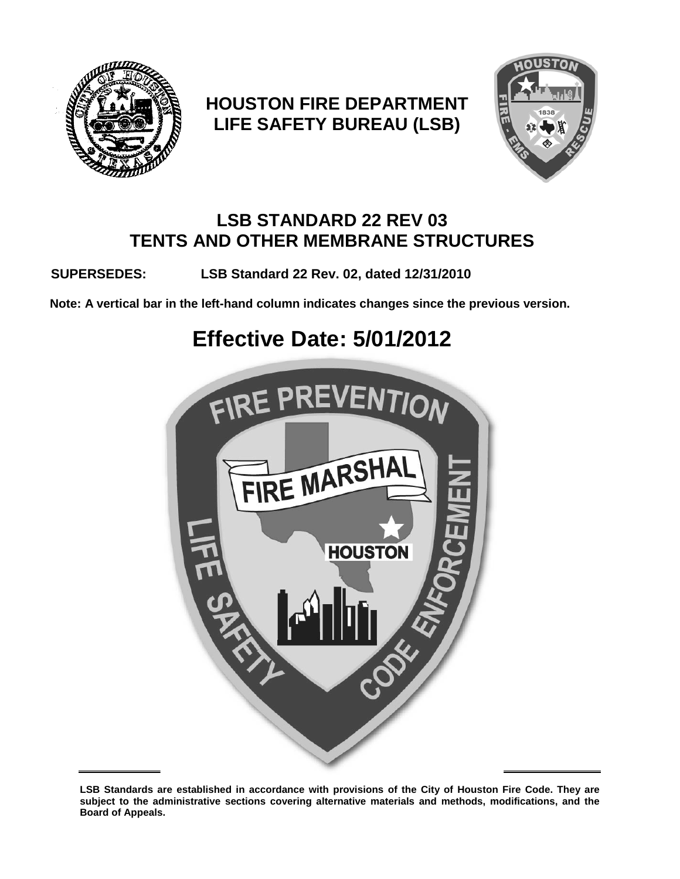# HOUSTON FIRE DEPARTMENT
# LIFE SAFETY BUREAU (LSB)

## LSB STANDARD 22 REV 03
## TENTS AND OTHER MEMBRANE STRUCTURES

**SUPERSEDES:** **LSB Standard 22 Rev. 02, dated 12/31/2010**

**Note: A vertical bar in the left-hand column indicates changes since the previous version.**

# Effective Date: 5/01/2012

**LSB Standards are established in accordance with provisions of the City of Houston Fire Code. They are subject to the administrative sections covering alternative materials and methods, modifications, and the Board of Appeals.**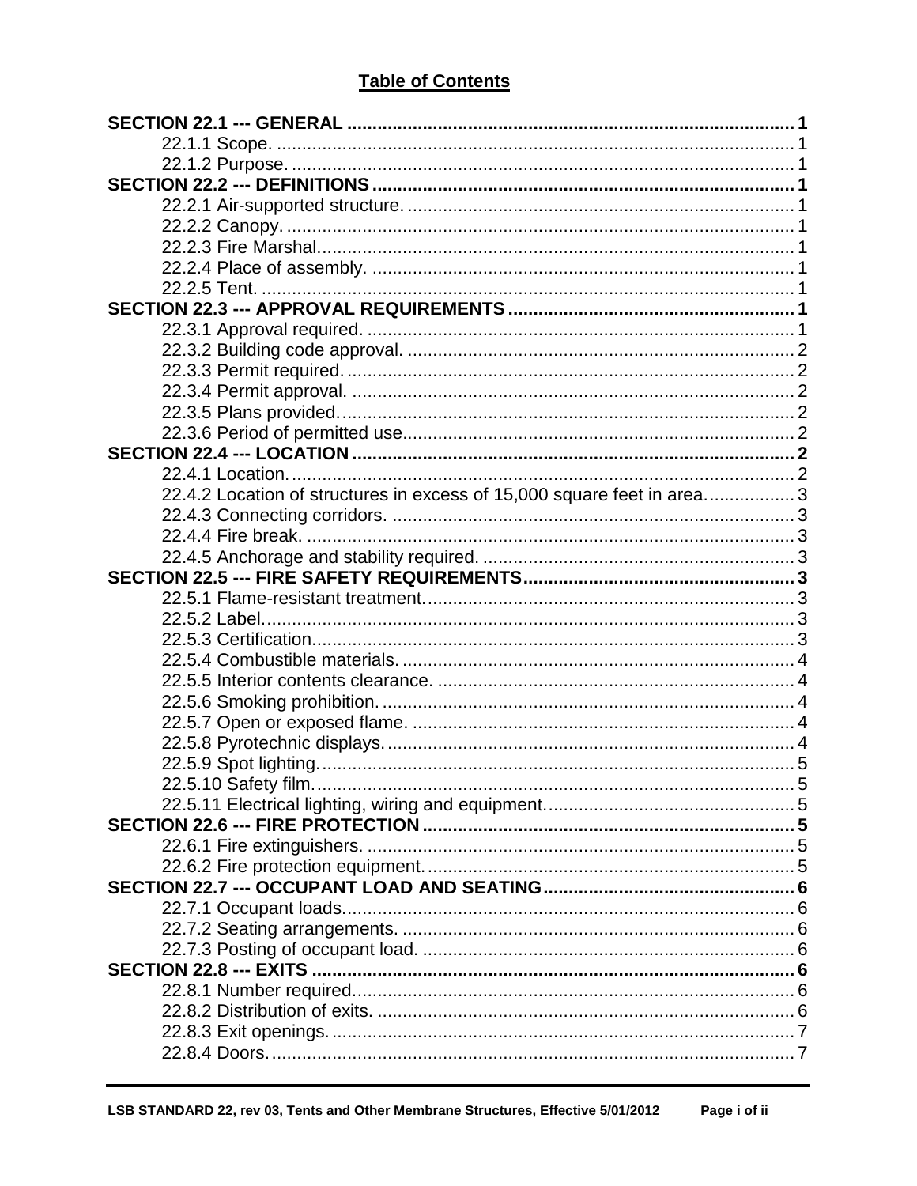## Table of Contents

**SECTION 22.1 --- GENERAL** ........................................ 1
- 22.1.1 Scope. ........................................ 1
- 22.1.2 Purpose. ........................................ 1

**SECTION 22.2 --- DEFINITIONS** ........................................ 1
- 22.2.1 Air-supported structure. ........................................ 1
- 22.2.2 Canopy. ........................................ 1
- 22.2.3 Fire Marshal. ........................................ 1
- 22.2.4 Place of assembly. ........................................ 1
- 22.2.5 Tent. ........................................ 1

**SECTION 22.3 --- APPROVAL REQUIREMENTS** ........................................ 1
- 22.3.1 Approval required. ........................................ 1
- 22.3.2 Building code approval. ........................................ 2
- 22.3.3 Permit required. ........................................ 2
- 22.3.4 Permit approval. ........................................ 2
- 22.3.5 Plans provided. ........................................ 2
- 22.3.6 Period of permitted use. ........................................ 2

**SECTION 22.4 --- LOCATION** ........................................ 2
- 22.4.1 Location. ........................................ 2
- 22.4.2 Location of structures in excess of 15,000 square feet in area. ........................................ 3
- 22.4.3 Connecting corridors. ........................................ 3
- 22.4.4 Fire break. ........................................ 3
- 22.4.5 Anchorage and stability required. ........................................ 3

**SECTION 22.5 --- FIRE SAFETY REQUIREMENTS** ........................................ 3
- 22.5.1 Flame-resistant treatment. ........................................ 3
- 22.5.2 Label. ........................................ 3
- 22.5.3 Certification. ........................................ 3
- 22.5.4 Combustible materials. ........................................ 4
- 22.5.5 Interior contents clearance. ........................................ 4
- 22.5.6 Smoking prohibition. ........................................ 4
- 22.5.7 Open or exposed flame. ........................................ 4
- 22.5.8 Pyrotechnic displays. ........................................ 4
- 22.5.9 Spot lighting. ........................................ 5
- 22.5.10 Safety film. ........................................ 5
- 22.5.11 Electrical lighting, wiring and equipment. ........................................ 5

**SECTION 22.6 --- FIRE PROTECTION** ........................................ 5
- 22.6.1 Fire extinguishers. ........................................ 5
- 22.6.2 Fire protection equipment. ........................................ 5

**SECTION 22.7 --- OCCUPANT LOAD AND SEATING** ........................................ 6
- 22.7.1 Occupant loads. ........................................ 6
- 22.7.2 Seating arrangements. ........................................ 6
- 22.7.3 Posting of occupant load. ........................................ 6

**SECTION 22.8 --- EXITS** ........................................ 6
- 22.8.1 Number required. ........................................ 6
- 22.8.2 Distribution of exits. ........................................ 6
- 22.8.3 Exit openings. ........................................ 7
- 22.8.4 Doors. ........................................ 7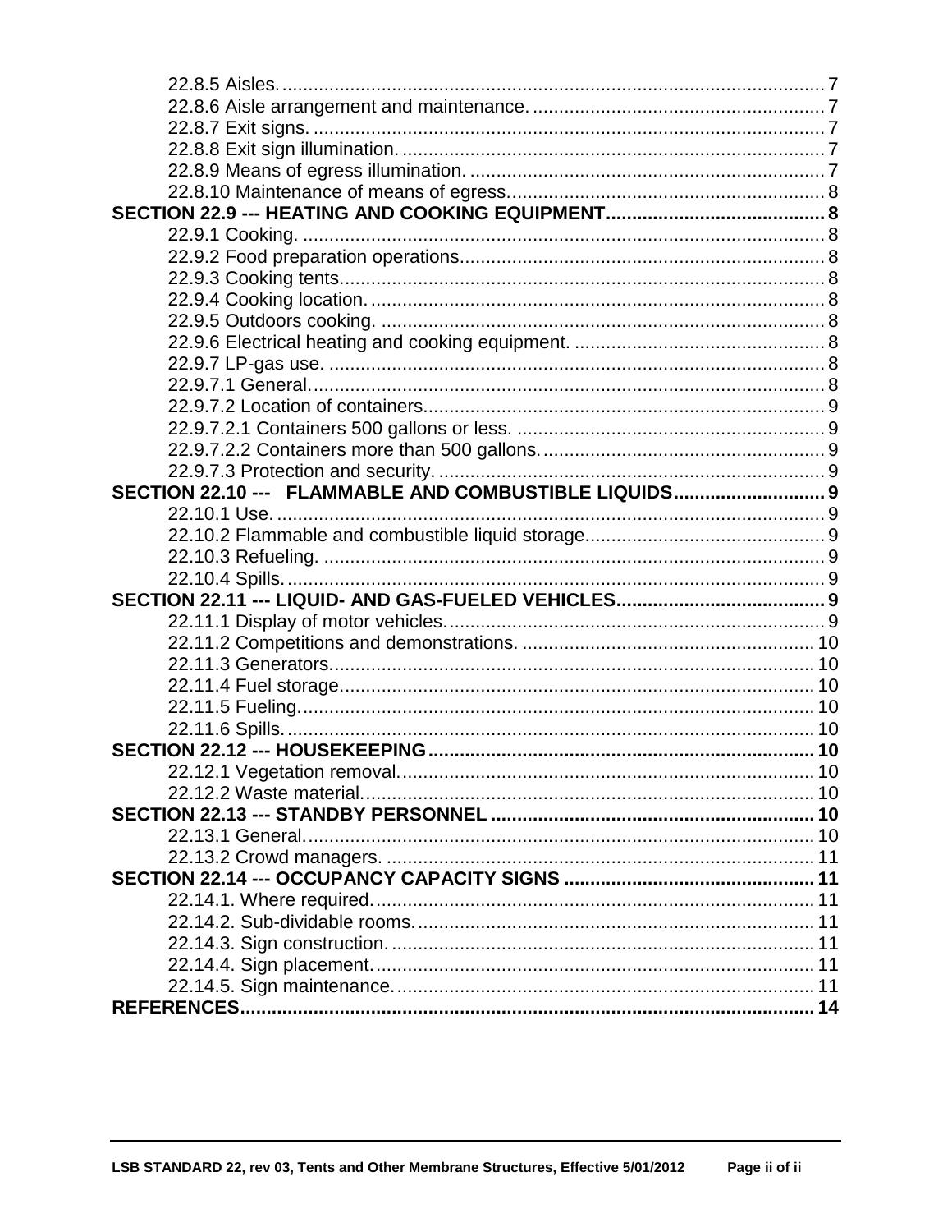22.8.5 Aisles. 7
22.8.6 Aisle arrangement and maintenance. 7
22.8.7 Exit signs. 7
22.8.8 Exit sign illumination. 7
22.8.9 Means of egress illumination. 7
22.8.10 Maintenance of means of egress. 8

**SECTION 22.9 --- HEATING AND COOKING EQUIPMENT 8**

22.9.1 Cooking. 8
22.9.2 Food preparation operations. 8
22.9.3 Cooking tents. 8
22.9.4 Cooking location. 8
22.9.5 Outdoors cooking. 8
22.9.6 Electrical heating and cooking equipment. 8
22.9.7 LP-gas use. 8
22.9.7.1 General. 8
22.9.7.2 Location of containers. 9
22.9.7.2.1 Containers 500 gallons or less. 9
22.9.7.2.2 Containers more than 500 gallons. 9
22.9.7.3 Protection and security. 9

**SECTION 22.10 --- FLAMMABLE AND COMBUSTIBLE LIQUIDS 9**

22.10.1 Use. 9
22.10.2 Flammable and combustible liquid storage. 9
22.10.3 Refueling. 9
22.10.4 Spills. 9

**SECTION 22.11 --- LIQUID- AND GAS-FUELED VEHICLES 9**

22.11.1 Display of motor vehicles. 9
22.11.2 Competitions and demonstrations. 10
22.11.3 Generators. 10
22.11.4 Fuel storage. 10
22.11.5 Fueling. 10
22.11.6 Spills. 10

**SECTION 22.12 --- HOUSEKEEPING 10**

22.12.1 Vegetation removal. 10
22.12.2 Waste material. 10

**SECTION 22.13 --- STANDBY PERSONNEL 10**

22.13.1 General. 10
22.13.2 Crowd managers. 11

**SECTION 22.14 --- OCCUPANCY CAPACITY SIGNS 11**

22.14.1. Where required. 11
22.14.2. Sub-dividable rooms. 11
22.14.3. Sign construction. 11
22.14.4. Sign placement. 11
22.14.5. Sign maintenance. 11

**REFERENCES 14**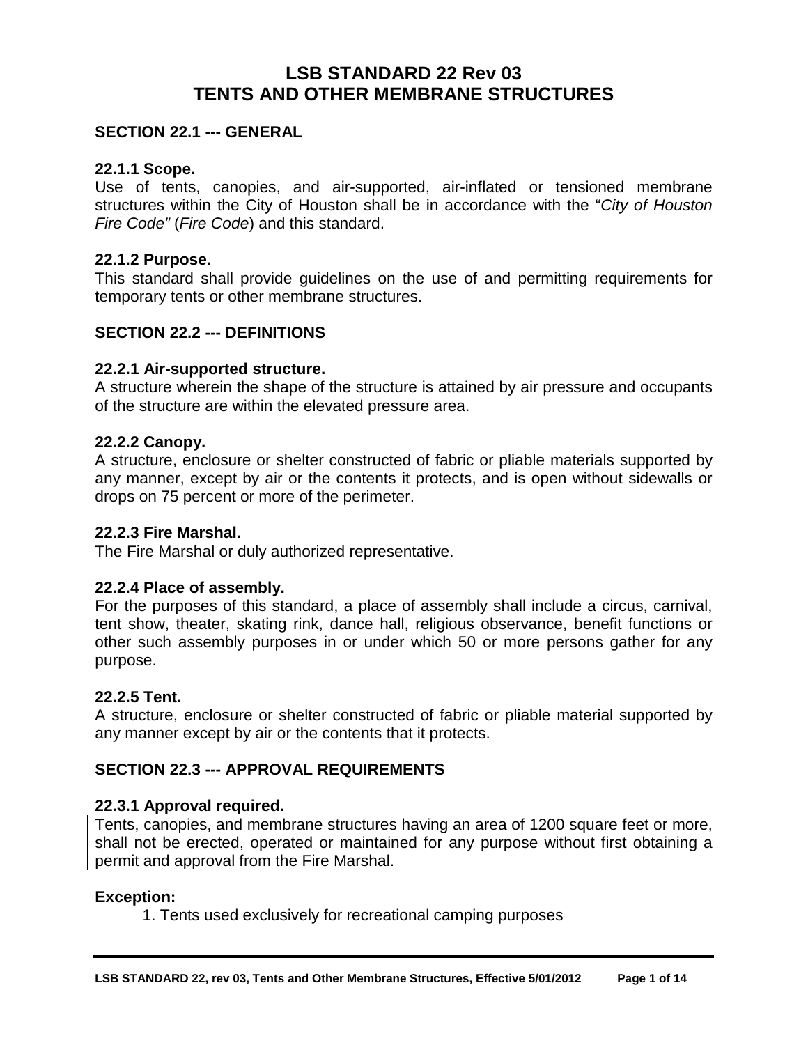# LSB STANDARD 22 Rev 03
# TENTS AND OTHER MEMBRANE STRUCTURES

## SECTION 22.1 --- GENERAL

### 22.1.1 Scope.

Use of tents, canopies, and air-supported, air-inflated or tensioned membrane structures within the City of Houston shall be in accordance with the "*City of Houston Fire Code"* (*Fire Code*) and this standard.

### 22.1.2 Purpose.

This standard shall provide guidelines on the use of and permitting requirements for temporary tents or other membrane structures.

## SECTION 22.2 --- DEFINITIONS

### 22.2.1 Air-supported structure.

A structure wherein the shape of the structure is attained by air pressure and occupants of the structure are within the elevated pressure area.

### 22.2.2 Canopy.

A structure, enclosure or shelter constructed of fabric or pliable materials supported by any manner, except by air or the contents it protects, and is open without sidewalls or drops on 75 percent or more of the perimeter.

### 22.2.3 Fire Marshal.

The Fire Marshal or duly authorized representative.

### 22.2.4 Place of assembly.

For the purposes of this standard, a place of assembly shall include a circus, carnival, tent show, theater, skating rink, dance hall, religious observance, benefit functions or other such assembly purposes in or under which 50 or more persons gather for any purpose.

### 22.2.5 Tent.

A structure, enclosure or shelter constructed of fabric or pliable material supported by any manner except by air or the contents that it protects.

## SECTION 22.3 --- APPROVAL REQUIREMENTS

### 22.3.1 Approval required.

Tents, canopies, and membrane structures having an area of 1200 square feet or more, shall not be erected, operated or maintained for any purpose without first obtaining a permit and approval from the Fire Marshal.

**Exception:**

1. Tents used exclusively for recreational camping purposes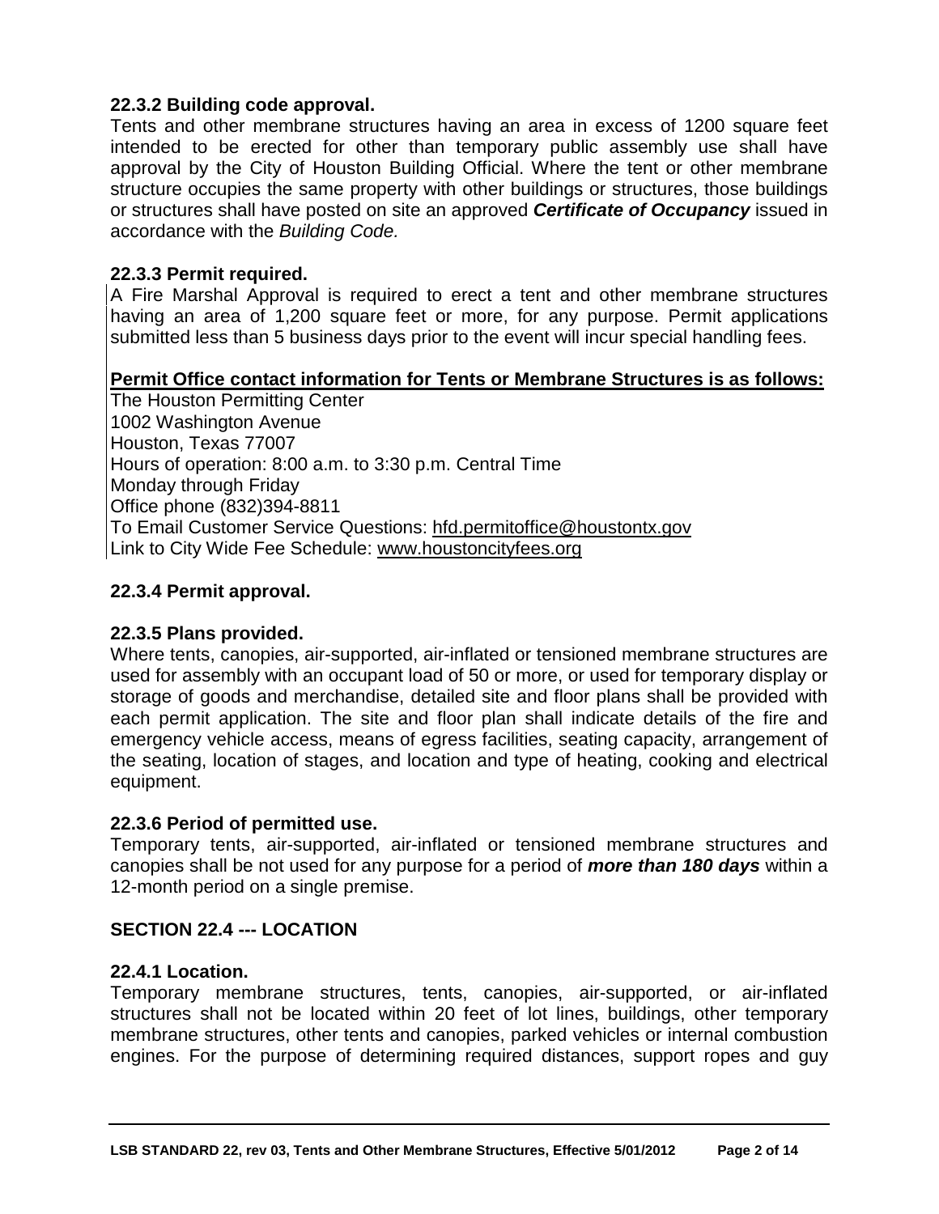### 22.3.2 Building code approval.

Tents and other membrane structures having an area in excess of 1200 square feet intended to be erected for other than temporary public assembly use shall have approval by the City of Houston Building Official. Where the tent or other membrane structure occupies the same property with other buildings or structures, those buildings or structures shall have posted on site an approved ***Certificate of Occupancy*** issued in accordance with the *Building Code.*

### 22.3.3 Permit required.

A Fire Marshal Approval is required to erect a tent and other membrane structures having an area of 1,200 square feet or more, for any purpose. Permit applications submitted less than 5 business days prior to the event will incur special handling fees.

**Permit Office contact information for Tents or Membrane Structures is as follows:**

The Houston Permitting Center
1002 Washington Avenue
Houston, Texas 77007
Hours of operation: 8:00 a.m. to 3:30 p.m. Central Time
Monday through Friday
Office phone (832)394-8811
To Email Customer Service Questions: hfd.permitoffice@houstontx.gov
Link to City Wide Fee Schedule: www.houstoncityfees.org

### 22.3.4 Permit approval.

### 22.3.5 Plans provided.

Where tents, canopies, air-supported, air-inflated or tensioned membrane structures are used for assembly with an occupant load of 50 or more, or used for temporary display or storage of goods and merchandise, detailed site and floor plans shall be provided with each permit application. The site and floor plan shall indicate details of the fire and emergency vehicle access, means of egress facilities, seating capacity, arrangement of the seating, location of stages, and location and type of heating, cooking and electrical equipment.

### 22.3.6 Period of permitted use.

Temporary tents, air-supported, air-inflated or tensioned membrane structures and canopies shall be not used for any purpose for a period of ***more than 180 days*** within a 12-month period on a single premise.

## SECTION 22.4 --- LOCATION

### 22.4.1 Location.

Temporary membrane structures, tents, canopies, air-supported, or air-inflated structures shall not be located within 20 feet of lot lines, buildings, other temporary membrane structures, other tents and canopies, parked vehicles or internal combustion engines. For the purpose of determining required distances, support ropes and guy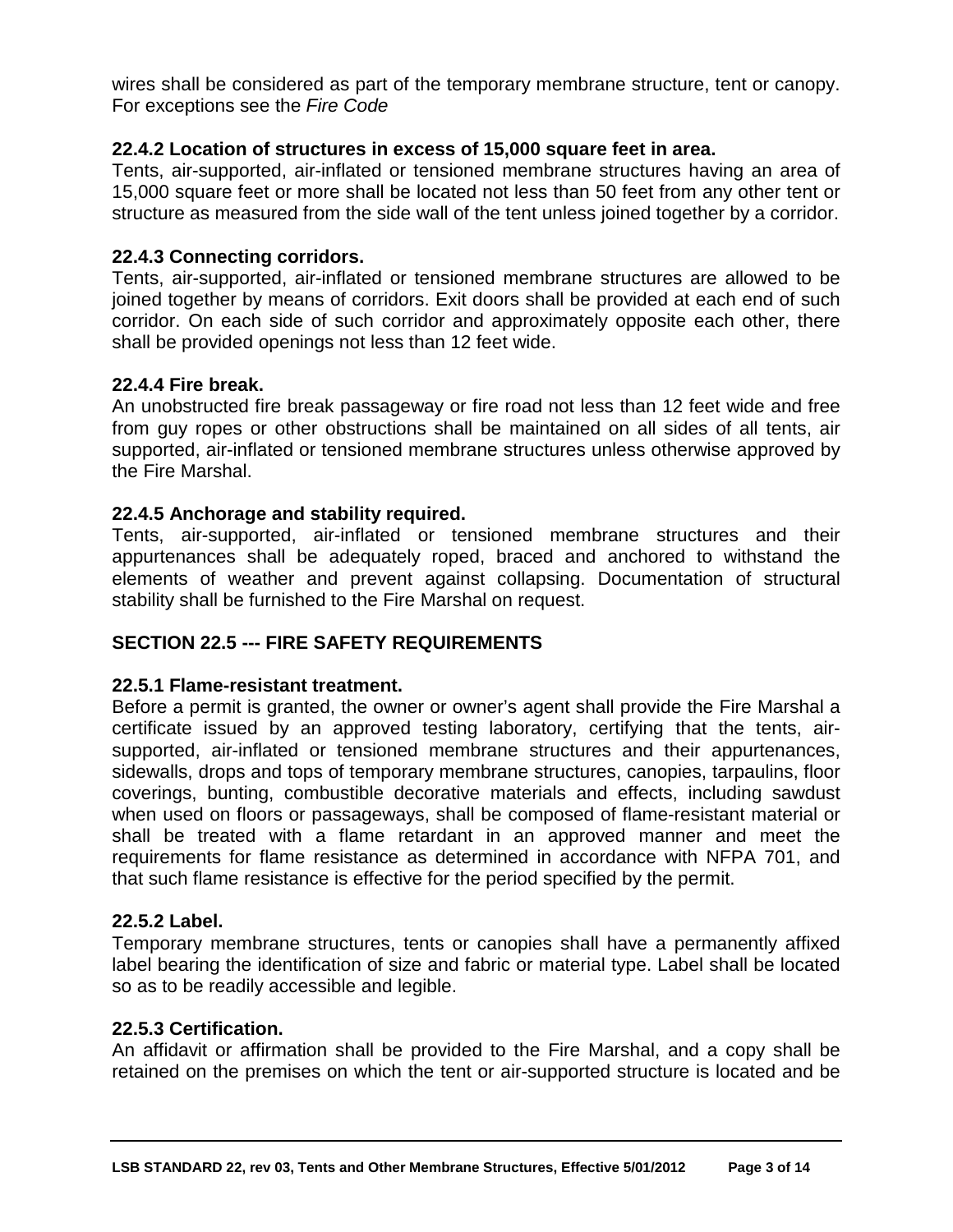wires shall be considered as part of the temporary membrane structure, tent or canopy. For exceptions see the *Fire Code*

### 22.4.2 Location of structures in excess of 15,000 square feet in area.

Tents, air-supported, air-inflated or tensioned membrane structures having an area of 15,000 square feet or more shall be located not less than 50 feet from any other tent or structure as measured from the side wall of the tent unless joined together by a corridor.

### 22.4.3 Connecting corridors.

Tents, air-supported, air-inflated or tensioned membrane structures are allowed to be joined together by means of corridors. Exit doors shall be provided at each end of such corridor. On each side of such corridor and approximately opposite each other, there shall be provided openings not less than 12 feet wide.

### 22.4.4 Fire break.

An unobstructed fire break passageway or fire road not less than 12 feet wide and free from guy ropes or other obstructions shall be maintained on all sides of all tents, air supported, air-inflated or tensioned membrane structures unless otherwise approved by the Fire Marshal.

### 22.4.5 Anchorage and stability required.

Tents, air-supported, air-inflated or tensioned membrane structures and their appurtenances shall be adequately roped, braced and anchored to withstand the elements of weather and prevent against collapsing. Documentation of structural stability shall be furnished to the Fire Marshal on request.

## SECTION 22.5 --- FIRE SAFETY REQUIREMENTS

### 22.5.1 Flame-resistant treatment.

Before a permit is granted, the owner or owner's agent shall provide the Fire Marshal a certificate issued by an approved testing laboratory, certifying that the tents, air-supported, air-inflated or tensioned membrane structures and their appurtenances, sidewalls, drops and tops of temporary membrane structures, canopies, tarpaulins, floor coverings, bunting, combustible decorative materials and effects, including sawdust when used on floors or passageways, shall be composed of flame-resistant material or shall be treated with a flame retardant in an approved manner and meet the requirements for flame resistance as determined in accordance with NFPA 701, and that such flame resistance is effective for the period specified by the permit.

### 22.5.2 Label.

Temporary membrane structures, tents or canopies shall have a permanently affixed label bearing the identification of size and fabric or material type. Label shall be located so as to be readily accessible and legible.

### 22.5.3 Certification.

An affidavit or affirmation shall be provided to the Fire Marshal, and a copy shall be retained on the premises on which the tent or air-supported structure is located and be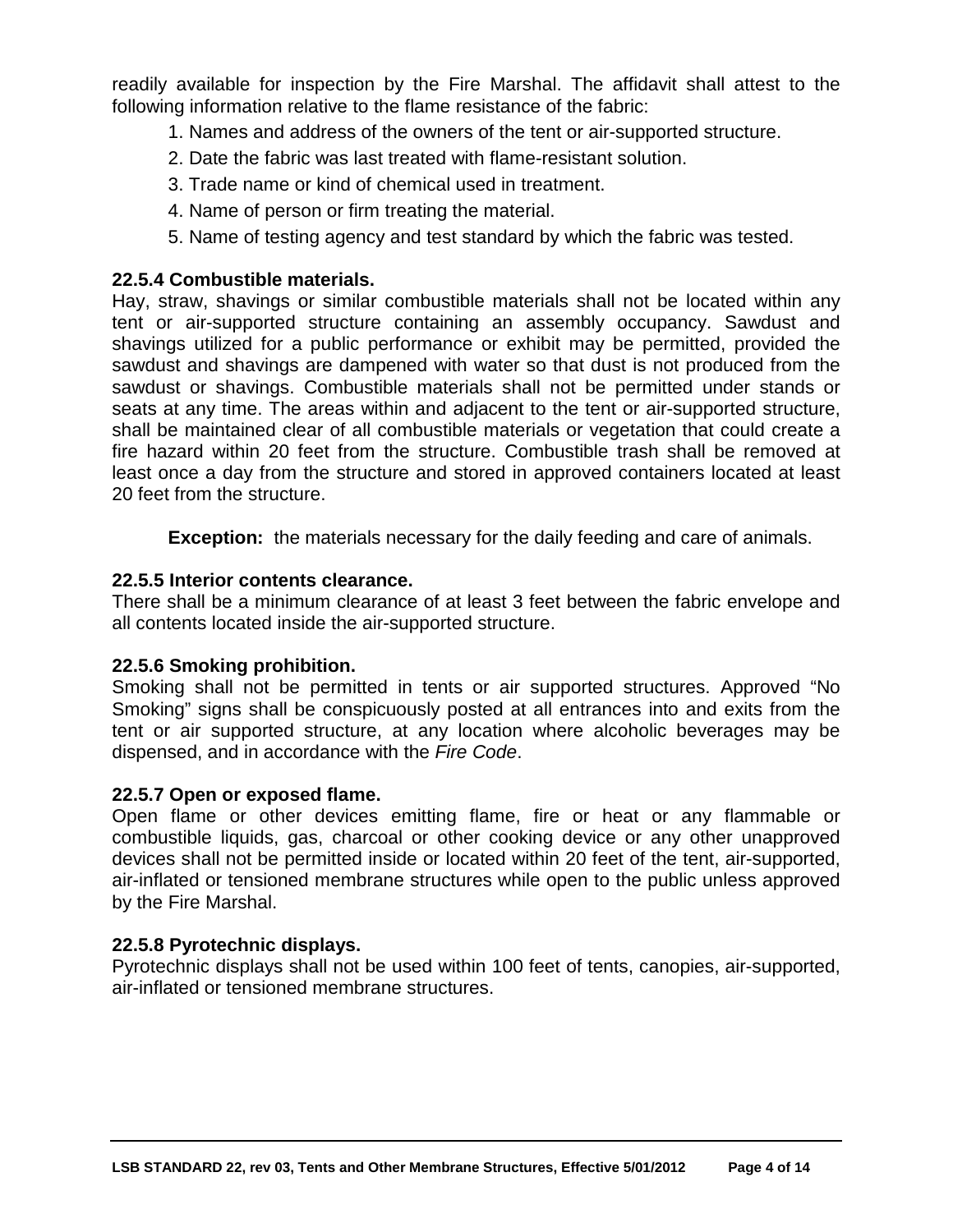readily available for inspection by the Fire Marshal. The affidavit shall attest to the following information relative to the flame resistance of the fabric:

1. Names and address of the owners of the tent or air-supported structure.
2. Date the fabric was last treated with flame-resistant solution.
3. Trade name or kind of chemical used in treatment.
4. Name of person or firm treating the material.
5. Name of testing agency and test standard by which the fabric was tested.

**22.5.4 Combustible materials.**

Hay, straw, shavings or similar combustible materials shall not be located within any tent or air-supported structure containing an assembly occupancy. Sawdust and shavings utilized for a public performance or exhibit may be permitted, provided the sawdust and shavings are dampened with water so that dust is not produced from the sawdust or shavings. Combustible materials shall not be permitted under stands or seats at any time. The areas within and adjacent to the tent or air-supported structure, shall be maintained clear of all combustible materials or vegetation that could create a fire hazard within 20 feet from the structure. Combustible trash shall be removed at least once a day from the structure and stored in approved containers located at least 20 feet from the structure.

**Exception:** the materials necessary for the daily feeding and care of animals.

**22.5.5 Interior contents clearance.**

There shall be a minimum clearance of at least 3 feet between the fabric envelope and all contents located inside the air-supported structure.

**22.5.6 Smoking prohibition.**

Smoking shall not be permitted in tents or air supported structures. Approved "No Smoking" signs shall be conspicuously posted at all entrances into and exits from the tent or air supported structure, at any location where alcoholic beverages may be dispensed, and in accordance with the *Fire Code*.

**22.5.7 Open or exposed flame.**

Open flame or other devices emitting flame, fire or heat or any flammable or combustible liquids, gas, charcoal or other cooking device or any other unapproved devices shall not be permitted inside or located within 20 feet of the tent, air-supported, air-inflated or tensioned membrane structures while open to the public unless approved by the Fire Marshal.

**22.5.8 Pyrotechnic displays.**

Pyrotechnic displays shall not be used within 100 feet of tents, canopies, air-supported, air-inflated or tensioned membrane structures.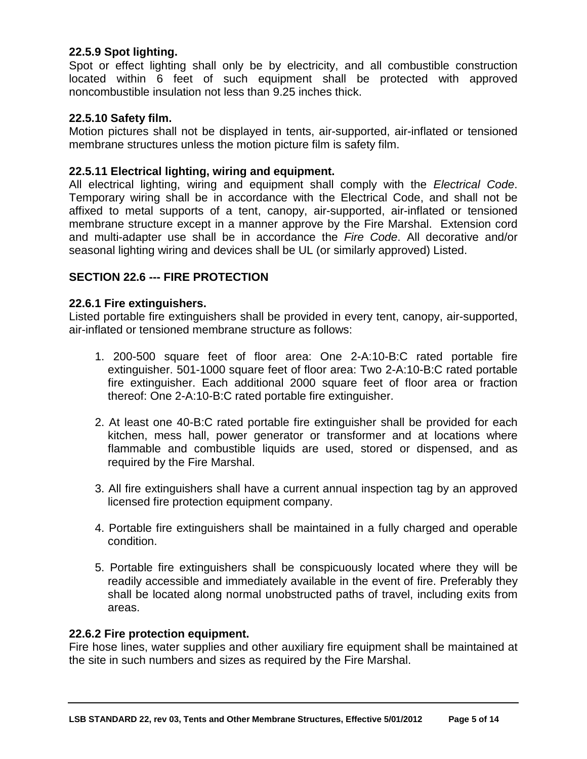**22.5.9 Spot lighting.**

Spot or effect lighting shall only be by electricity, and all combustible construction located within 6 feet of such equipment shall be protected with approved noncombustible insulation not less than 9.25 inches thick.

**22.5.10 Safety film.**

Motion pictures shall not be displayed in tents, air-supported, air-inflated or tensioned membrane structures unless the motion picture film is safety film.

**22.5.11 Electrical lighting, wiring and equipment.**

All electrical lighting, wiring and equipment shall comply with the *Electrical Code*. Temporary wiring shall be in accordance with the Electrical Code, and shall not be affixed to metal supports of a tent, canopy, air-supported, air-inflated or tensioned membrane structure except in a manner approve by the Fire Marshal. Extension cord and multi-adapter use shall be in accordance the *Fire Code*. All decorative and/or seasonal lighting wiring and devices shall be UL (or similarly approved) Listed.

## SECTION 22.6 --- FIRE PROTECTION

**22.6.1 Fire extinguishers.**

Listed portable fire extinguishers shall be provided in every tent, canopy, air-supported, air-inflated or tensioned membrane structure as follows:

1. 200-500 square feet of floor area: One 2-A:10-B:C rated portable fire extinguisher. 501-1000 square feet of floor area: Two 2-A:10-B:C rated portable fire extinguisher. Each additional 2000 square feet of floor area or fraction thereof: One 2-A:10-B:C rated portable fire extinguisher.

2. At least one 40-B:C rated portable fire extinguisher shall be provided for each kitchen, mess hall, power generator or transformer and at locations where flammable and combustible liquids are used, stored or dispensed, and as required by the Fire Marshal.

3. All fire extinguishers shall have a current annual inspection tag by an approved licensed fire protection equipment company.

4. Portable fire extinguishers shall be maintained in a fully charged and operable condition.

5. Portable fire extinguishers shall be conspicuously located where they will be readily accessible and immediately available in the event of fire. Preferably they shall be located along normal unobstructed paths of travel, including exits from areas.

**22.6.2 Fire protection equipment.**

Fire hose lines, water supplies and other auxiliary fire equipment shall be maintained at the site in such numbers and sizes as required by the Fire Marshal.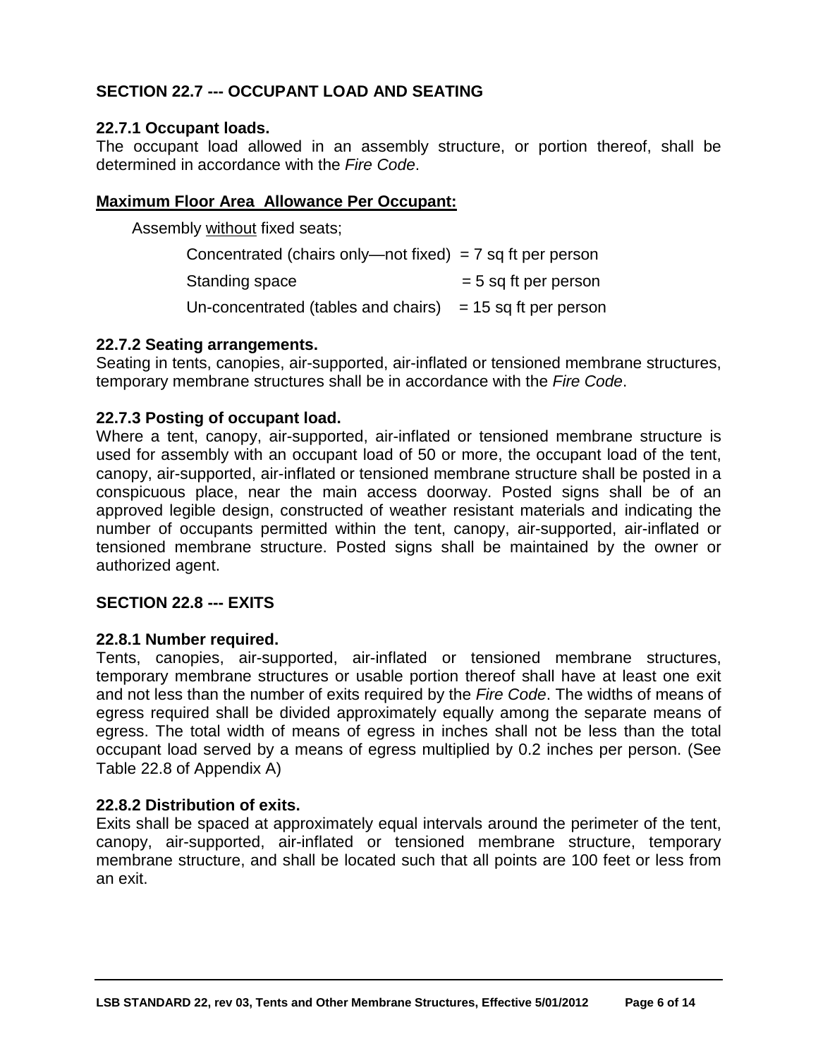## SECTION 22.7 --- OCCUPANT LOAD AND SEATING

### 22.7.1 Occupant loads.

The occupant load allowed in an assembly structure, or portion thereof, shall be determined in accordance with the *Fire Code*.

**Maximum Floor Area Allowance Per Occupant:**

Assembly without fixed seats;

| | |
|---|---|
| Concentrated (chairs only—not fixed) | = 7 sq ft per person |
| Standing space | = 5 sq ft per person |
| Un-concentrated (tables and chairs) | = 15 sq ft per person |

### 22.7.2 Seating arrangements.

Seating in tents, canopies, air-supported, air-inflated or tensioned membrane structures, temporary membrane structures shall be in accordance with the *Fire Code*.

### 22.7.3 Posting of occupant load.

Where a tent, canopy, air-supported, air-inflated or tensioned membrane structure is used for assembly with an occupant load of 50 or more, the occupant load of the tent, canopy, air-supported, air-inflated or tensioned membrane structure shall be posted in a conspicuous place, near the main access doorway. Posted signs shall be of an approved legible design, constructed of weather resistant materials and indicating the number of occupants permitted within the tent, canopy, air-supported, air-inflated or tensioned membrane structure. Posted signs shall be maintained by the owner or authorized agent.

## SECTION 22.8 --- EXITS

### 22.8.1 Number required.

Tents, canopies, air-supported, air-inflated or tensioned membrane structures, temporary membrane structures or usable portion thereof shall have at least one exit and not less than the number of exits required by the *Fire Code*. The widths of means of egress required shall be divided approximately equally among the separate means of egress. The total width of means of egress in inches shall not be less than the total occupant load served by a means of egress multiplied by 0.2 inches per person. (See Table 22.8 of Appendix A)

### 22.8.2 Distribution of exits.

Exits shall be spaced at approximately equal intervals around the perimeter of the tent, canopy, air-supported, air-inflated or tensioned membrane structure, temporary membrane structure, and shall be located such that all points are 100 feet or less from an exit.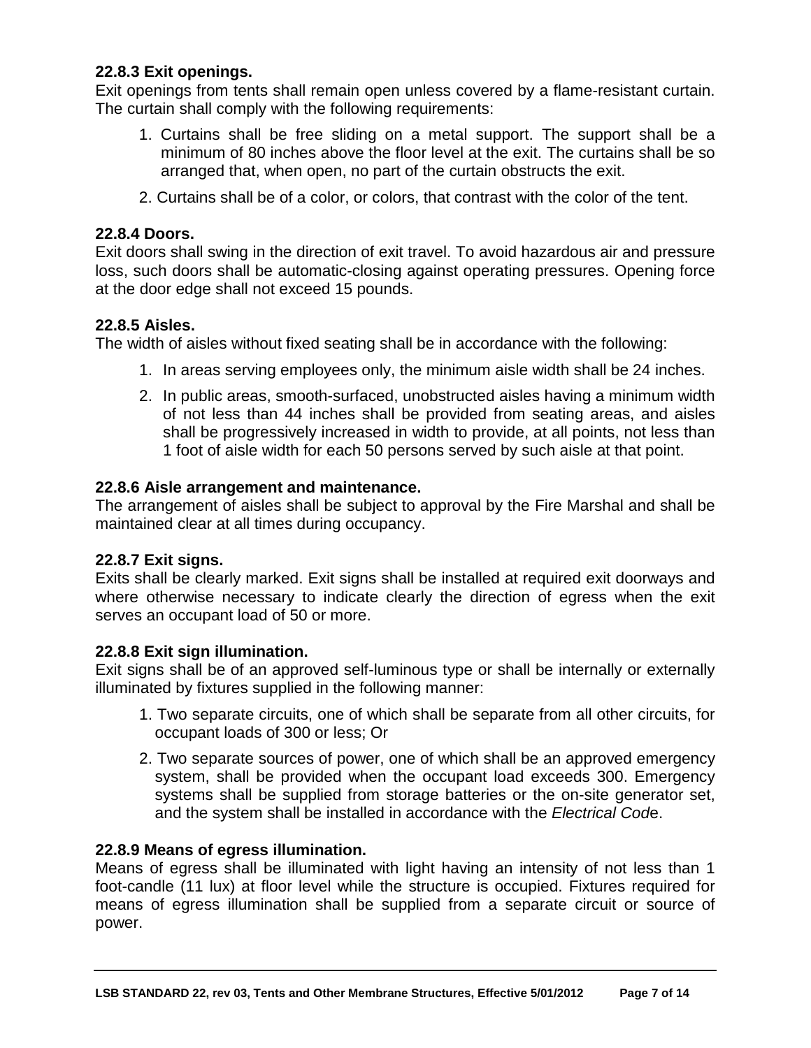**22.8.3 Exit openings.**
Exit openings from tents shall remain open unless covered by a flame-resistant curtain. The curtain shall comply with the following requirements:

1. Curtains shall be free sliding on a metal support. The support shall be a minimum of 80 inches above the floor level at the exit. The curtains shall be so arranged that, when open, no part of the curtain obstructs the exit.
2. Curtains shall be of a color, or colors, that contrast with the color of the tent.

**22.8.4 Doors.**
Exit doors shall swing in the direction of exit travel. To avoid hazardous air and pressure loss, such doors shall be automatic-closing against operating pressures. Opening force at the door edge shall not exceed 15 pounds.

**22.8.5 Aisles.**
The width of aisles without fixed seating shall be in accordance with the following:

1. In areas serving employees only, the minimum aisle width shall be 24 inches.
2. In public areas, smooth-surfaced, unobstructed aisles having a minimum width of not less than 44 inches shall be provided from seating areas, and aisles shall be progressively increased in width to provide, at all points, not less than 1 foot of aisle width for each 50 persons served by such aisle at that point.

**22.8.6 Aisle arrangement and maintenance.**
The arrangement of aisles shall be subject to approval by the Fire Marshal and shall be maintained clear at all times during occupancy.

**22.8.7 Exit signs.**
Exits shall be clearly marked. Exit signs shall be installed at required exit doorways and where otherwise necessary to indicate clearly the direction of egress when the exit serves an occupant load of 50 or more.

**22.8.8 Exit sign illumination.**
Exit signs shall be of an approved self-luminous type or shall be internally or externally illuminated by fixtures supplied in the following manner:

1. Two separate circuits, one of which shall be separate from all other circuits, for occupant loads of 300 or less; Or
2. Two separate sources of power, one of which shall be an approved emergency system, shall be provided when the occupant load exceeds 300. Emergency systems shall be supplied from storage batteries or the on-site generator set, and the system shall be installed in accordance with the *Electrical Code*.

**22.8.9 Means of egress illumination.**
Means of egress shall be illuminated with light having an intensity of not less than 1 foot-candle (11 lux) at floor level while the structure is occupied. Fixtures required for means of egress illumination shall be supplied from a separate circuit or source of power.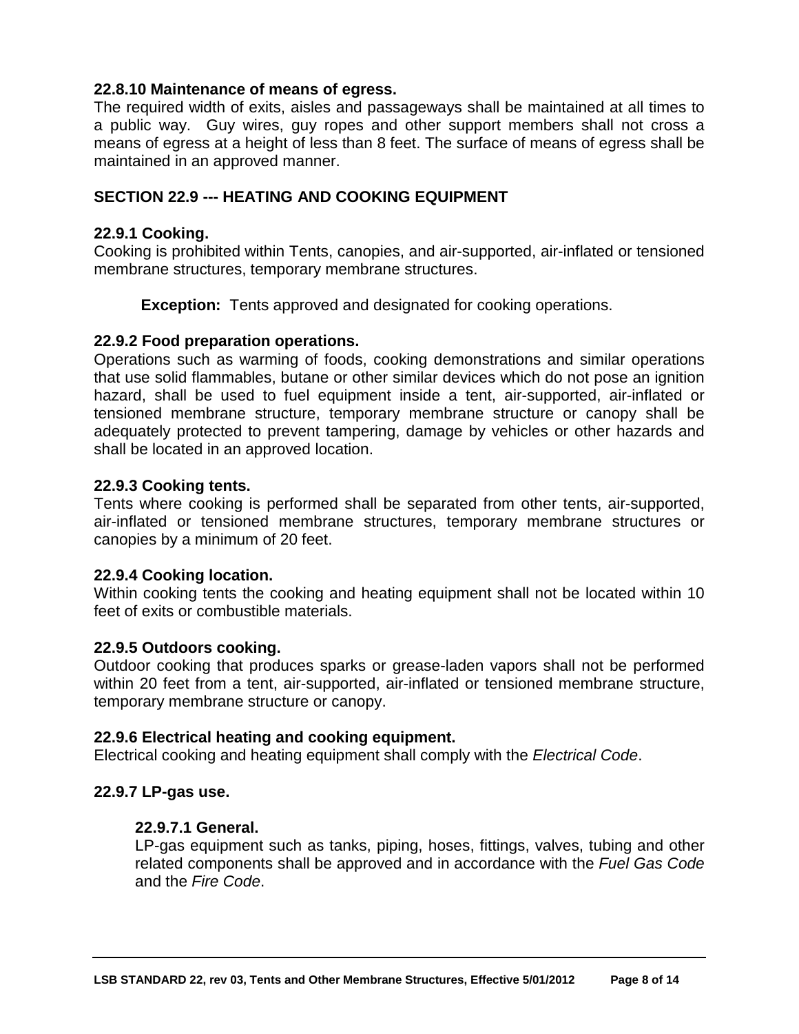#### 22.8.10 Maintenance of means of egress.

The required width of exits, aisles and passageways shall be maintained at all times to a public way. Guy wires, guy ropes and other support members shall not cross a means of egress at a height of less than 8 feet. The surface of means of egress shall be maintained in an approved manner.

## SECTION 22.9 --- HEATING AND COOKING EQUIPMENT

#### 22.9.1 Cooking.

Cooking is prohibited within Tents, canopies, and air-supported, air-inflated or tensioned membrane structures, temporary membrane structures.

> **Exception:** Tents approved and designated for cooking operations.

#### 22.9.2 Food preparation operations.

Operations such as warming of foods, cooking demonstrations and similar operations that use solid flammables, butane or other similar devices which do not pose an ignition hazard, shall be used to fuel equipment inside a tent, air-supported, air-inflated or tensioned membrane structure, temporary membrane structure or canopy shall be adequately protected to prevent tampering, damage by vehicles or other hazards and shall be located in an approved location.

#### 22.9.3 Cooking tents.

Tents where cooking is performed shall be separated from other tents, air-supported, air-inflated or tensioned membrane structures, temporary membrane structures or canopies by a minimum of 20 feet.

#### 22.9.4 Cooking location.

Within cooking tents the cooking and heating equipment shall not be located within 10 feet of exits or combustible materials.

#### 22.9.5 Outdoors cooking.

Outdoor cooking that produces sparks or grease-laden vapors shall not be performed within 20 feet from a tent, air-supported, air-inflated or tensioned membrane structure, temporary membrane structure or canopy.

#### 22.9.6 Electrical heating and cooking equipment.

Electrical cooking and heating equipment shall comply with the *Electrical Code*.

#### 22.9.7 LP-gas use.

##### 22.9.7.1 General.

LP-gas equipment such as tanks, piping, hoses, fittings, valves, tubing and other related components shall be approved and in accordance with the *Fuel Gas Code* and the *Fire Code*.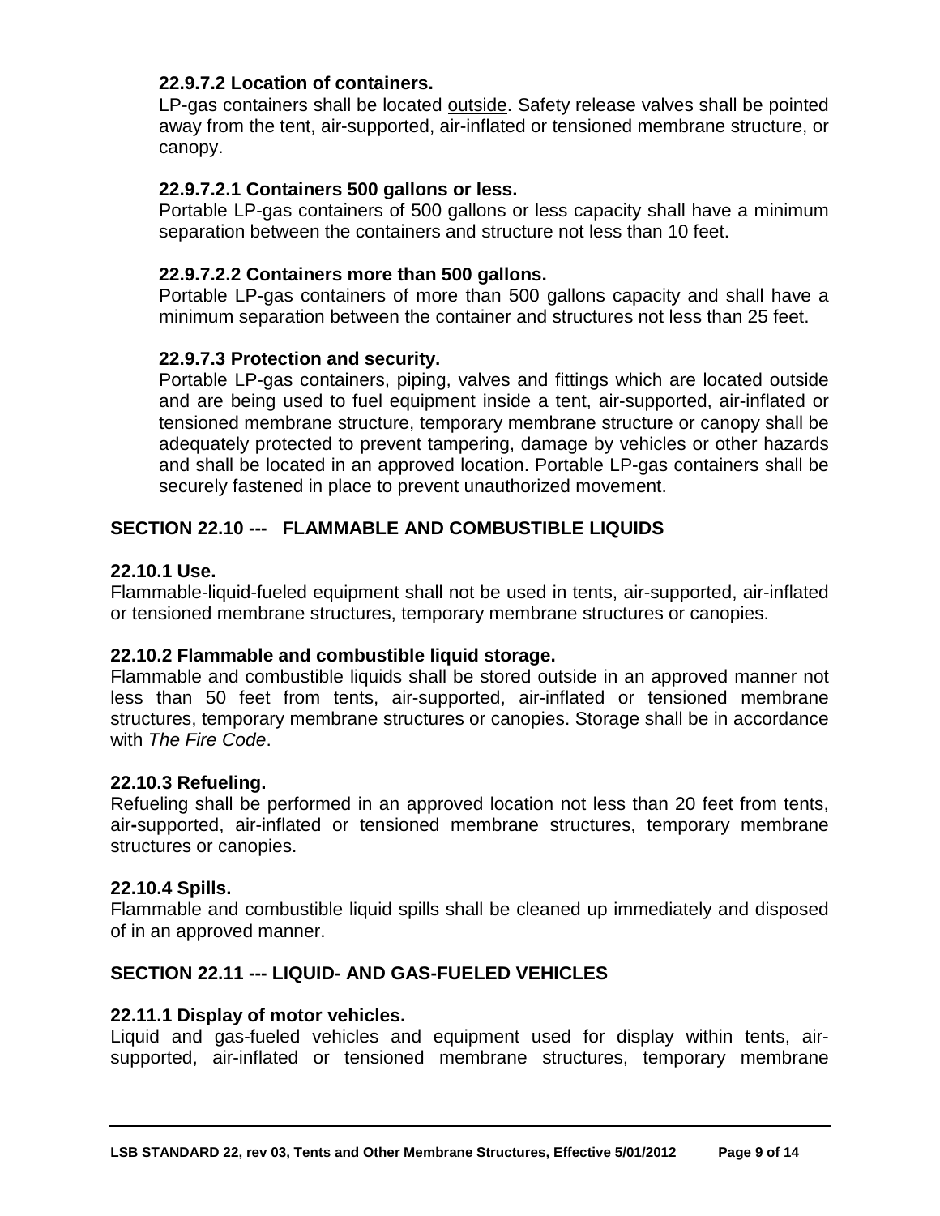#### 22.9.7.2 Location of containers.

LP-gas containers shall be located outside. Safety release valves shall be pointed away from the tent, air-supported, air-inflated or tensioned membrane structure, or canopy.

#### 22.9.7.2.1 Containers 500 gallons or less.

Portable LP-gas containers of 500 gallons or less capacity shall have a minimum separation between the containers and structure not less than 10 feet.

#### 22.9.7.2.2 Containers more than 500 gallons.

Portable LP-gas containers of more than 500 gallons capacity and shall have a minimum separation between the container and structures not less than 25 feet.

#### 22.9.7.3 Protection and security.

Portable LP-gas containers, piping, valves and fittings which are located outside and are being used to fuel equipment inside a tent, air-supported, air-inflated or tensioned membrane structure, temporary membrane structure or canopy shall be adequately protected to prevent tampering, damage by vehicles or other hazards and shall be located in an approved location. Portable LP-gas containers shall be securely fastened in place to prevent unauthorized movement.

## SECTION 22.10 --- FLAMMABLE AND COMBUSTIBLE LIQUIDS

### 22.10.1 Use.

Flammable-liquid-fueled equipment shall not be used in tents, air-supported, air-inflated or tensioned membrane structures, temporary membrane structures or canopies.

### 22.10.2 Flammable and combustible liquid storage.

Flammable and combustible liquids shall be stored outside in an approved manner not less than 50 feet from tents, air-supported, air-inflated or tensioned membrane structures, temporary membrane structures or canopies. Storage shall be in accordance with *The Fire Code*.

### 22.10.3 Refueling.

Refueling shall be performed in an approved location not less than 20 feet from tents, air-supported, air-inflated or tensioned membrane structures, temporary membrane structures or canopies.

### 22.10.4 Spills.

Flammable and combustible liquid spills shall be cleaned up immediately and disposed of in an approved manner.

## SECTION 22.11 --- LIQUID- AND GAS-FUELED VEHICLES

### 22.11.1 Display of motor vehicles.

Liquid and gas-fueled vehicles and equipment used for display within tents, air-supported, air-inflated or tensioned membrane structures, temporary membrane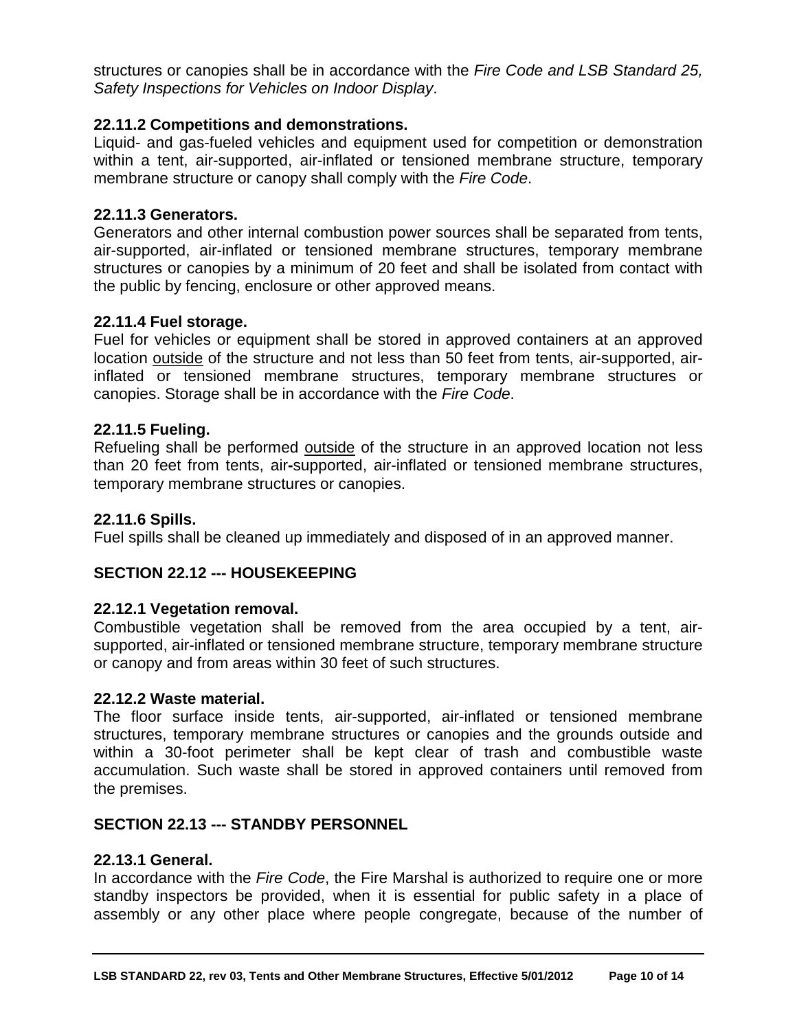structures or canopies shall be in accordance with the *Fire Code and LSB Standard 25, Safety Inspections for Vehicles on Indoor Display*.

### 22.11.2 Competitions and demonstrations.

Liquid- and gas-fueled vehicles and equipment used for competition or demonstration within a tent, air-supported, air-inflated or tensioned membrane structure, temporary membrane structure or canopy shall comply with the *Fire Code*.

### 22.11.3 Generators.

Generators and other internal combustion power sources shall be separated from tents, air-supported, air-inflated or tensioned membrane structures, temporary membrane structures or canopies by a minimum of 20 feet and shall be isolated from contact with the public by fencing, enclosure or other approved means.

### 22.11.4 Fuel storage.

Fuel for vehicles or equipment shall be stored in approved containers at an approved location <u>outside</u> of the structure and not less than 50 feet from tents, air-supported, air-inflated or tensioned membrane structures, temporary membrane structures or canopies. Storage shall be in accordance with the *Fire Code*.

### 22.11.5 Fueling.

Refueling shall be performed <u>outside</u> of the structure in an approved location not less than 20 feet from tents, air-supported, air-inflated or tensioned membrane structures, temporary membrane structures or canopies.

### 22.11.6 Spills.

Fuel spills shall be cleaned up immediately and disposed of in an approved manner.

## SECTION 22.12 --- HOUSEKEEPING

### 22.12.1 Vegetation removal.

Combustible vegetation shall be removed from the area occupied by a tent, air-supported, air-inflated or tensioned membrane structure, temporary membrane structure or canopy and from areas within 30 feet of such structures.

### 22.12.2 Waste material.

The floor surface inside tents, air-supported, air-inflated or tensioned membrane structures, temporary membrane structures or canopies and the grounds outside and within a 30-foot perimeter shall be kept clear of trash and combustible waste accumulation. Such waste shall be stored in approved containers until removed from the premises.

## SECTION 22.13 --- STANDBY PERSONNEL

### 22.13.1 General.

In accordance with the *Fire Code*, the Fire Marshal is authorized to require one or more standby inspectors be provided, when it is essential for public safety in a place of assembly or any other place where people congregate, because of the number of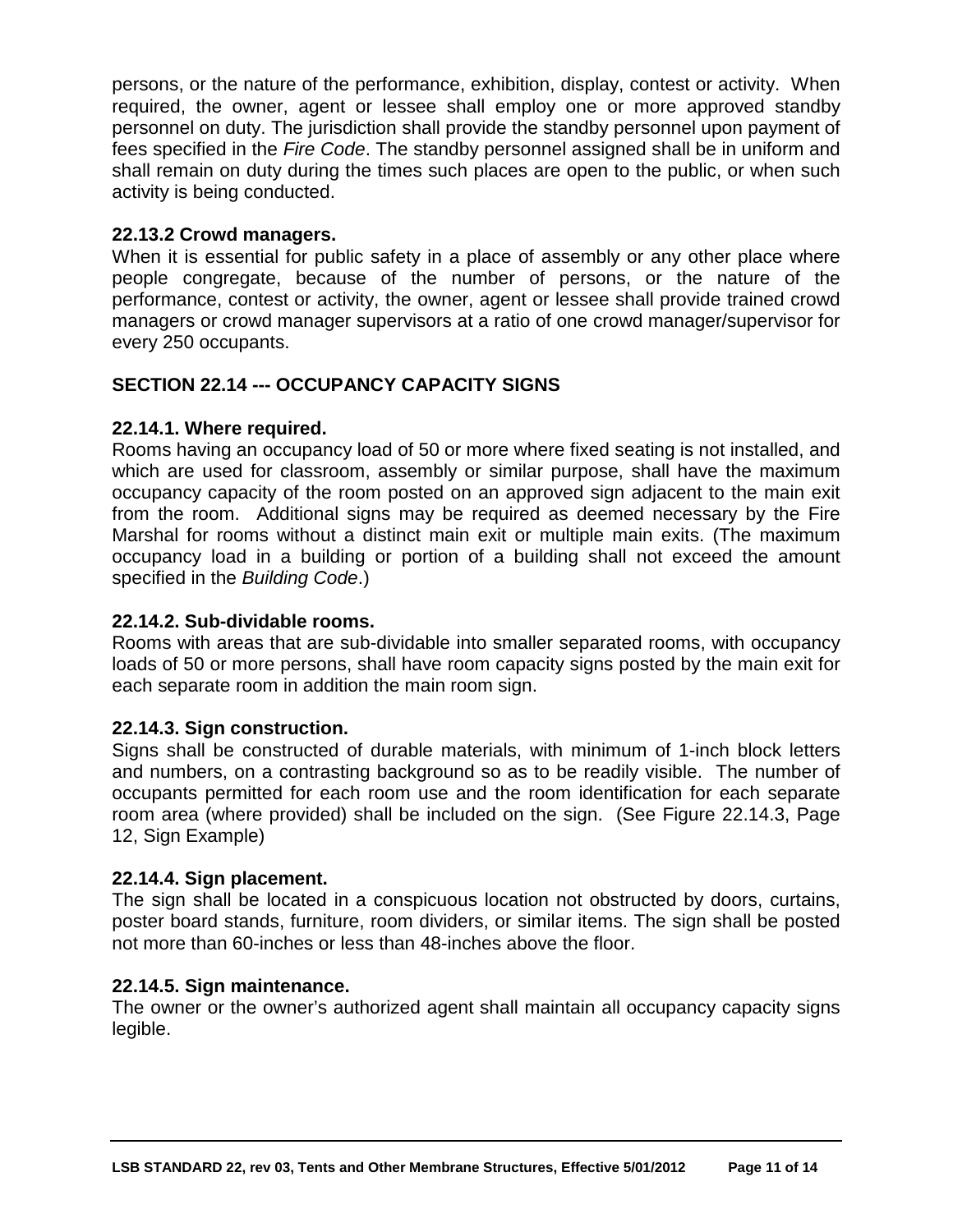persons, or the nature of the performance, exhibition, display, contest or activity. When required, the owner, agent or lessee shall employ one or more approved standby personnel on duty. The jurisdiction shall provide the standby personnel upon payment of fees specified in the *Fire Code*. The standby personnel assigned shall be in uniform and shall remain on duty during the times such places are open to the public, or when such activity is being conducted.

**22.13.2 Crowd managers.**

When it is essential for public safety in a place of assembly or any other place where people congregate, because of the number of persons, or the nature of the performance, contest or activity, the owner, agent or lessee shall provide trained crowd managers or crowd manager supervisors at a ratio of one crowd manager/supervisor for every 250 occupants.

## SECTION 22.14 --- OCCUPANCY CAPACITY SIGNS

**22.14.1. Where required.**

Rooms having an occupancy load of 50 or more where fixed seating is not installed, and which are used for classroom, assembly or similar purpose, shall have the maximum occupancy capacity of the room posted on an approved sign adjacent to the main exit from the room. Additional signs may be required as deemed necessary by the Fire Marshal for rooms without a distinct main exit or multiple main exits. (The maximum occupancy load in a building or portion of a building shall not exceed the amount specified in the *Building Code*.)

**22.14.2. Sub-dividable rooms.**

Rooms with areas that are sub-dividable into smaller separated rooms, with occupancy loads of 50 or more persons, shall have room capacity signs posted by the main exit for each separate room in addition the main room sign.

**22.14.3. Sign construction.**

Signs shall be constructed of durable materials, with minimum of 1-inch block letters and numbers, on a contrasting background so as to be readily visible. The number of occupants permitted for each room use and the room identification for each separate room area (where provided) shall be included on the sign. (See Figure 22.14.3, Page 12, Sign Example)

**22.14.4. Sign placement.**

The sign shall be located in a conspicuous location not obstructed by doors, curtains, poster board stands, furniture, room dividers, or similar items. The sign shall be posted not more than 60-inches or less than 48-inches above the floor.

**22.14.5. Sign maintenance.**

The owner or the owner's authorized agent shall maintain all occupancy capacity signs legible.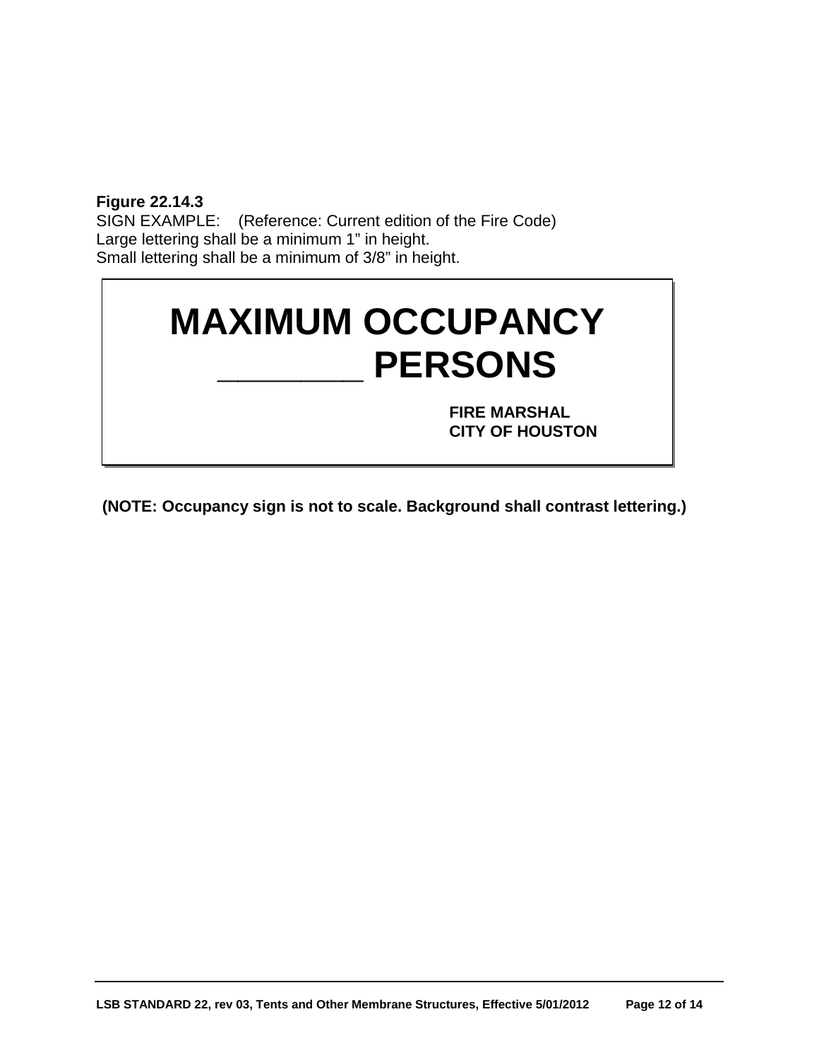**Figure 22.14.3**
SIGN EXAMPLE: (Reference: Current edition of the Fire Code)
Large lettering shall be a minimum 1" in height.
Small lettering shall be a minimum of 3/8" in height.

**MAXIMUM OCCUPANCY**

**________ PERSONS**

**FIRE MARSHAL**
**CITY OF HOUSTON**

**(NOTE: Occupancy sign is not to scale. Background shall contrast lettering.)**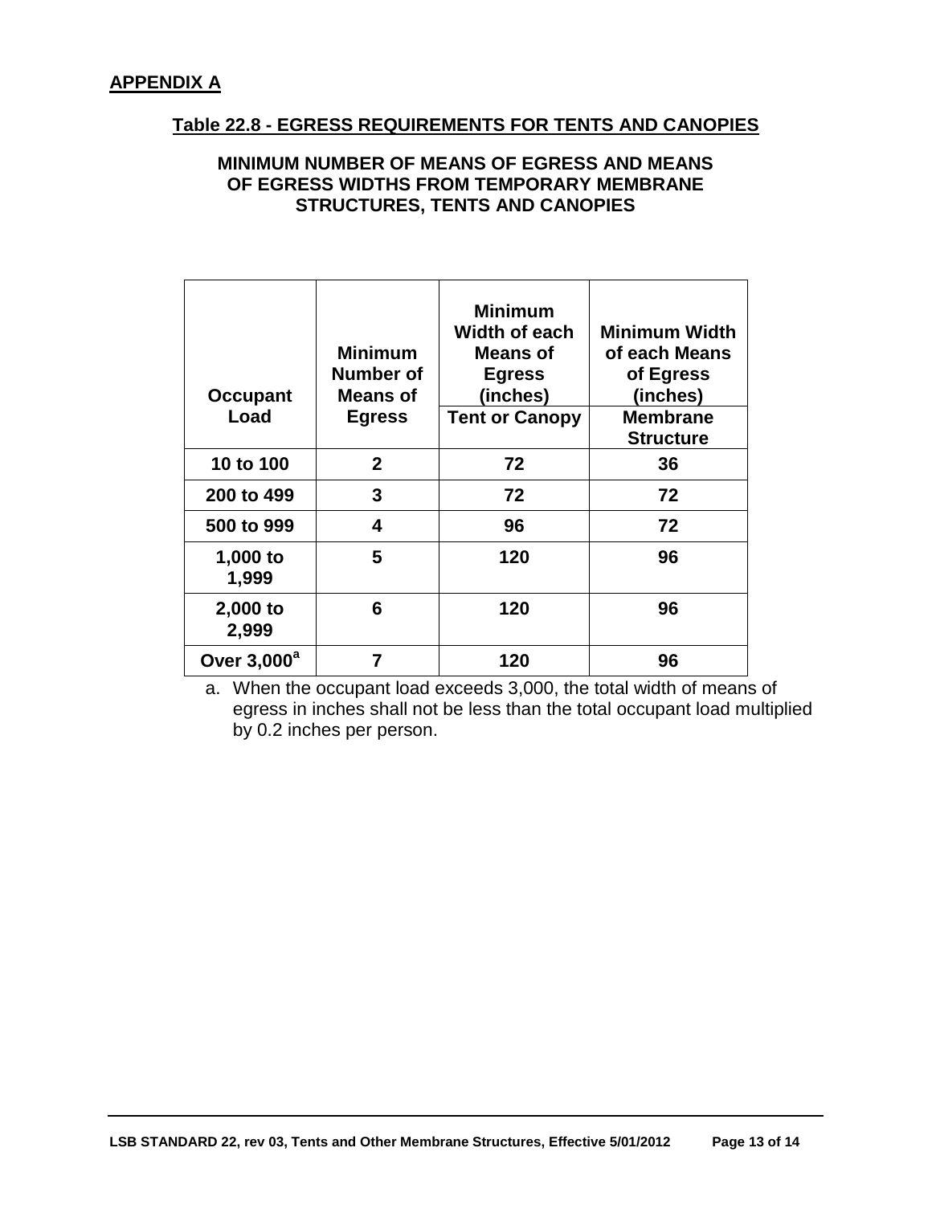## APPENDIX A

### Table 22.8 - EGRESS REQUIREMENTS FOR TENTS AND CANOPIES

**MINIMUM NUMBER OF MEANS OF EGRESS AND MEANS OF EGRESS WIDTHS FROM TEMPORARY MEMBRANE STRUCTURES, TENTS AND CANOPIES**

| Occupant Load | Minimum Number of Means of Egress | Minimum Width of each Means of Egress (inches) Tent or Canopy | Minimum Width of each Means of Egress (inches) Membrane Structure |
|---|---|---|---|
| 10 to 100 | 2 | 72 | 36 |
| 200 to 499 | 3 | 72 | 72 |
| 500 to 999 | 4 | 96 | 72 |
| 1,000 to 1,999 | 5 | 120 | 96 |
| 2,000 to 2,999 | 6 | 120 | 96 |
| Over 3,000[a] | 7 | 120 | 96 |

a. When the occupant load exceeds 3,000, the total width of means of egress in inches shall not be less than the total occupant load multiplied by 0.2 inches per person.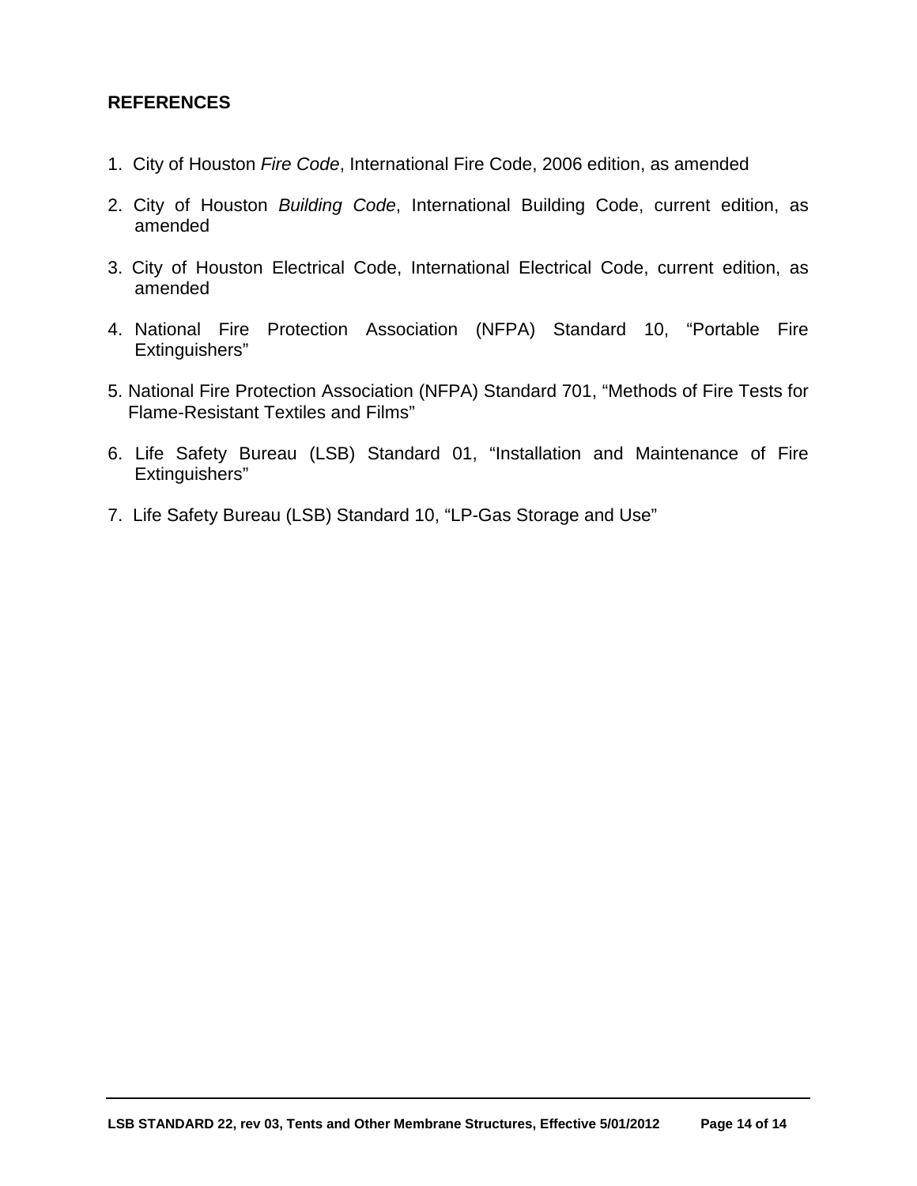## REFERENCES

1. City of Houston *Fire Code*, International Fire Code, 2006 edition, as amended
2. City of Houston *Building Code*, International Building Code, current edition, as amended
3. City of Houston Electrical Code, International Electrical Code, current edition, as amended
4. National Fire Protection Association (NFPA) Standard 10, "Portable Fire Extinguishers"
5. National Fire Protection Association (NFPA) Standard 701, "Methods of Fire Tests for Flame-Resistant Textiles and Films"
6. Life Safety Bureau (LSB) Standard 01, "Installation and Maintenance of Fire Extinguishers"
7. Life Safety Bureau (LSB) Standard 10, "LP-Gas Storage and Use"